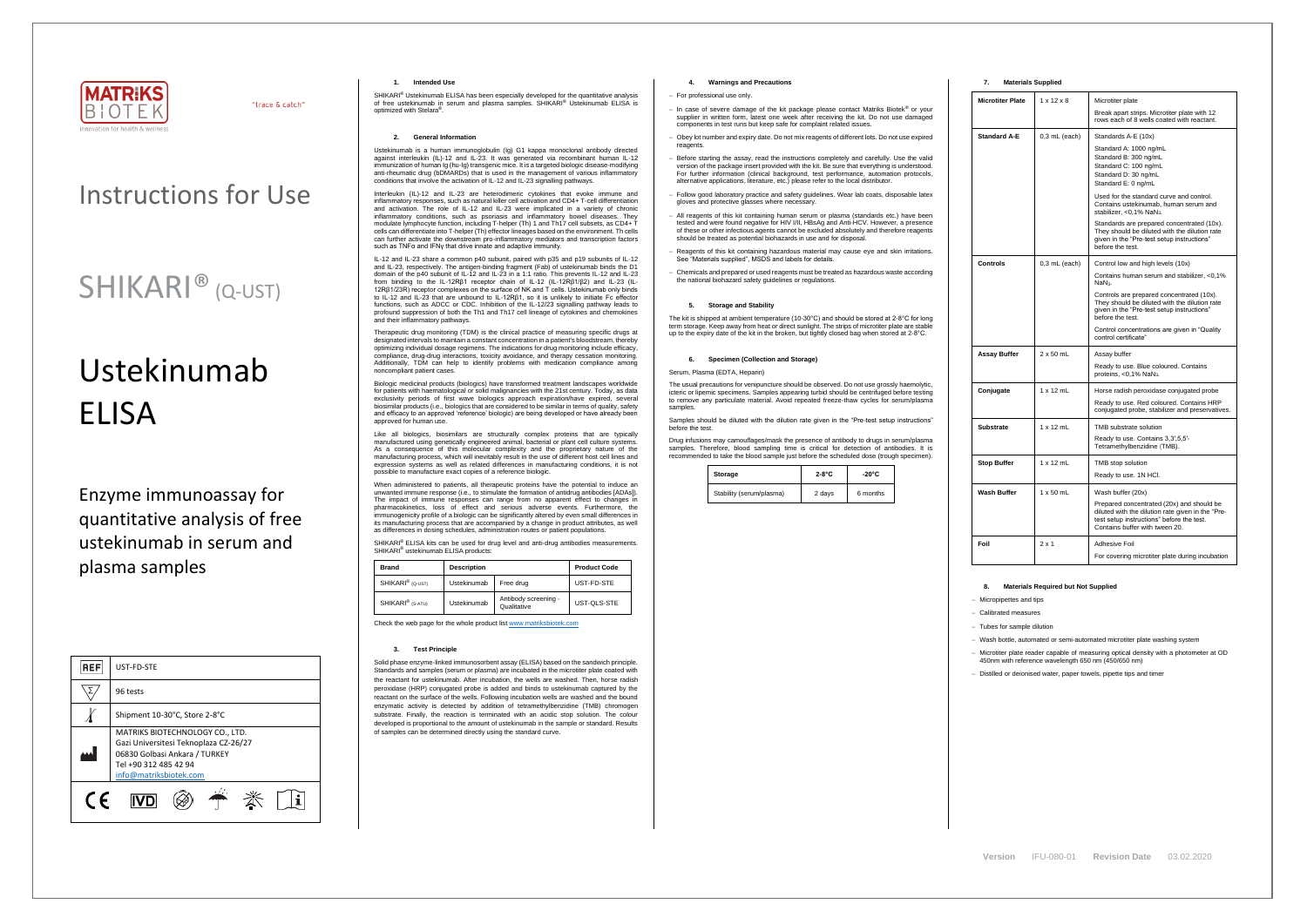MATRIKS BIOTEK

"trace & catch"

Innovation for health & wellness

# Instructions for Use

# SHIKARI® (Q-UST)

# Ustekinumab ELISA

Enzyme immunoassay for quantitative analysis of free ustekinumab in serum and plasma samples

| REF | UST-FD-STE |
|---|---|
| Σ | 96 tests |
| Temperature | Shipment 10-30°C, Store 2-8°C |
| Manufacturer | MATRIKS BIOTECHNOLOGY CO., LTD.<br>Gazi Universitesi Teknoplaza CZ-26/27<br>06830 Golbasi Ankara / TURKEY<br>Tel +90 312 485 42 94<br>info@matriksbiotek.com |

CE IVD

## 1. Intended Use

SHIKARI® Ustekinumab ELISA has been especially developed for the quantitative analysis of free ustekinumab in serum and plasma samples. SHIKARI® Ustekinumab ELISA is optimized with Stelara®.

## 2. General Information

Ustekinumab is a human immunoglobulin (Ig) G1 kappa monoclonal antibody directed against interleukin (IL)-12 and IL-23. It was generated via recombinant human IL-12 immunization of human Ig (hu-Ig) transgenic mice. It is a targeted biologic disease-modifying anti-rheumatic drug (bDMARDs) that is used in the management of various inflammatory conditions that involve the activation of IL-12 and IL-23 signalling pathways.

Interleukin (IL)-12 and IL-23 are heterodimeric cytokines that evoke immune and inflammatory responses, such as natural killer cell activation and CD4+ T-cell differentiation and activation. The role of IL-12 and IL-23 were implicated in a variety of chronic inflammatory conditions, such as psoriasis and inflammatory bowel diseases. They modulate lymphocyte function, including T-helper (Th) 1 and Th17 cell subsets, as CD4+ T cells can differentiate into T-helper (Th) effector lineages based on the environment. Th cells can further activate the downstream pro-inflammatory mediators and transcription factors such as TNFα and IFNγ that drive innate and adaptive immunity.

IL-12 and IL-23 share a common p40 subunit, paired with p35 and p19 subunits of IL-12 and IL-23, respectively. The antigen-binding fragment (Fab) of ustekinumab binds the D1 domain of the p40 subunit of IL-12 and IL-23 in a 1:1 ratio. This prevents IL-12 and IL-23 from binding to the IL-12Rβ1 receptor chain of IL-12 (IL-12Rβ1/β2) and IL-23 (IL-12Rβ1/23R) receptor complexes on the surface of NK and T cells. Ustekinumab only binds to IL-12 and IL-23 that are unbound to IL-12Rβ1, so it is unlikely to initiate Fc effector functions, such as ADCC or CDC. Inhibition of the IL-12/23 signalling pathway leads to profound suppression of both the Th1 and Th17 cell lineage of cytokines and chemokines and their inflammatory pathways.

Therapeutic drug monitoring (TDM) is the clinical practice of measuring specific drugs at designated intervals to maintain a constant concentration in a patient's bloodstream, thereby optimizing individual dosage regimens. The indications for drug monitoring include efficacy, compliance, drug-drug interactions, toxicity avoidance, and therapy cessation monitoring. Additionally, TDM can help to identify problems with medication compliance among noncompliant patient cases.

Biologic medicinal products (biologics) have transformed treatment landscapes worldwide for patients with haematological or solid malignancies with the 21st century. Today, as data exclusivity periods of first wave biologics approach expiration/have expired, several biosimilar products (i.e., biologics that are considered to be similar in terms of quality, safety and efficacy to an approved 'reference' biologic) are being developed or have already been approved for human use.

Like all biologics, biosimilars are structurally complex proteins that are typically manufactured using genetically engineered animal, bacterial or plant cell culture systems. As a consequence of this molecular complexity and the proprietary nature of the manufacturing process, which will inevitably result in the use of different host cell lines and expression systems as well as related differences in manufacturing conditions, it is not possible to manufacture exact copies of a reference biologic.

When administered to patients, all therapeutic proteins have the potential to induce an unwanted immune response (i.e., to stimulate the formation of antidrug antibodies [ADAs]). The impact of immune responses can range from no apparent effect to changes in pharmacokinetics, loss of effect and serious adverse events. Furthermore, the immunogenicity profile of a biologic can be significantly altered by even small differences in its manufacturing process that are accompanied by a change in product attributes, as well as differences in dosing schedules, administration routes or patient populations.

SHIKARI® ELISA kits can be used for drug level and anti-drug antibodies measurements. SHIKARI® ustekinumab ELISA products:

| Brand | Description | | Product Code |
|---|---|---|---|
| SHIKARI® (Q-UST) | Ustekinumab | Free drug | UST-FD-STE |
| SHIKARI® (S-ATU) | Ustekinumab | Antibody screening - Qualitative | UST-QLS-STE |

Check the web page for the whole product list www.matriksbiotek.com

## 3. Test Principle

Solid phase enzyme-linked immunosorbent assay (ELISA) based on the sandwich principle. Standards and samples (serum or plasma) are incubated in the microtiter plate coated with the reactant for ustekinumab. After incubation, the wells are washed. Then, horse radish peroxidase (HRP) conjugated probe is added and binds to ustekinumab captured by the reactant on the surface of the wells. Following incubation wells are washed and the bound enzymatic activity is detected by addition of tetramethylbenzidine (TMB) chromogen substrate. Finally, the reaction is terminated with an acidic stop solution. The colour developed is proportional to the amount of ustekinumab in the sample or standard. Results of samples can be determined directly using the standard curve.

## 4. Warnings and Precautions

- For professional use only.
- In case of severe damage of the kit package please contact Matriks Biotek® or your supplier in written form, latest one week after receiving the kit. Do not use damaged components in test runs but keep safe for complaint related issues.
- Obey lot number and expiry date. Do not mix reagents of different lots. Do not use expired reagents.
- Before starting the assay, read the instructions completely and carefully. Use the valid version of the package insert provided with the kit. Be sure that everything is understood. For further information (clinical background, test performance, automation protocols, alternative applications, literature, etc.) please refer to the local distributor.
- Follow good laboratory practice and safety guidelines. Wear lab coats, disposable latex gloves and protective glasses where necessary.
- All reagents of this kit containing human serum or plasma (standards etc.) have been tested and were found negative for HIV I/II, HBsAg and Anti-HCV. However, a presence of these or other infectious agents cannot be excluded absolutely and therefore reagents should be treated as potential biohazards in use and for disposal.
- Reagents of this kit containing hazardous material may cause eye and skin irritations. See "Materials supplied", MSDS and labels for details.
- Chemicals and prepared or used reagents must be treated as hazardous waste according the national biohazard safety guidelines or regulations.

## 5. Storage and Stability

The kit is shipped at ambient temperature (10-30°C) and should be stored at 2-8°C for long term storage. Keep away from heat or direct sunlight. The strips of microtiter plate are stable up to the expiry date of the kit in the broken, but tightly closed bag when stored at 2-8°C.

## 6. Specimen (Collection and Storage)

Serum, Plasma (EDTA, Heparin)

The usual precautions for venipuncture should be observed. Do not use grossly haemolytic, icteric or lipemic specimens. Samples appearing turbid should be centrifuged before testing to remove any particulate material. Avoid repeated freeze-thaw cycles for serum/plasma samples.

Samples should be diluted with the dilution rate given in the "Pre-test setup instructions" before the test.

Drug infusions may camouflages/mask the presence of antibody to drugs in serum/plasma samples. Therefore, blood sampling time is critical for detection of antibodies. It is recommended to take the blood sample just before the scheduled dose (trough specimen).

| Storage | 2-8°C | -20°C |
|---|---|---|
| Stability (serum/plasma) | 2 days | 6 months |

## 7. Materials Supplied

| | | |
|---|---|---|
| **Microtiter Plate** | 1 x 12 x 8 | Microtiter plate<br>Break apart strips. Microtiter plate with 12 rows each of 8 wells coated with reactant. |
| **Standard A-E** | 0,3 mL (each) | Standards A-E (10x)<br>Standard A: 1000 ng/mL<br>Standard B: 300 ng/mL<br>Standard C: 100 ng/mL<br>Standard D: 30 ng/mL<br>Standard E: 0 ng/mL<br>Used for the standard curve and control. Contains ustekinumab, human serum and stabilizer, <0,1% $NaN_3$.<br>Standards are prepared concentrated (10x). They should be diluted with the dilution rate given in the "Pre-test setup instructions" before the test. |
| **Controls** | 0,3 mL (each) | Control low and high levels (10x)<br>Contains human serum and stabilizer, <0,1% $NaN_3$.<br>Controls are prepared concentrated (10x). They should be diluted with the dilution rate given in the "Pre-test setup instructions" before the test.<br>Control concentrations are given in "Quality control certificate" |
| **Assay Buffer** | 2 x 50 mL | Assay buffer<br>Ready to use. Blue coloured. Contains proteins, <0,1% $NaN_3$. |
| **Conjugate** | 1 x 12 mL | Horse radish peroxidase conjugated probe<br>Ready to use. Red coloured. Contains HRP conjugated probe, stabilizer and preservatives. |
| **Substrate** | 1 x 12 mL | TMB substrate solution<br>Ready to use. Contains 3,3',5,5'-Tetramethylbenzidine (TMB). |
| **Stop Buffer** | 1 x 12 mL | TMB stop solution<br>Ready to use. 1N HCl. |
| **Wash Buffer** | 1 x 50 mL | Wash buffer (20x)<br>Prepared concentrated (20x) and should be diluted with the dilution rate given in the "Pre-test setup instructions" before the test. Contains buffer with tween 20. |
| **Foil** | 2 x 1 | Adhesive Foil<br>For covering microtiter plate during incubation |

## 8. Materials Required but Not Supplied

- Micropipettes and tips
- Calibrated measures
- Tubes for sample dilution
- Wash bottle, automated or semi-automated microtiter plate washing system
- Microtiter plate reader capable of measuring optical density with a photometer at OD 450nm with reference wavelength 650 nm (450/650 nm)
- Distilled or deionised water, paper towels, pipette tips and timer

**Version** IFU-080-01 **Revision Date** 03.02.2020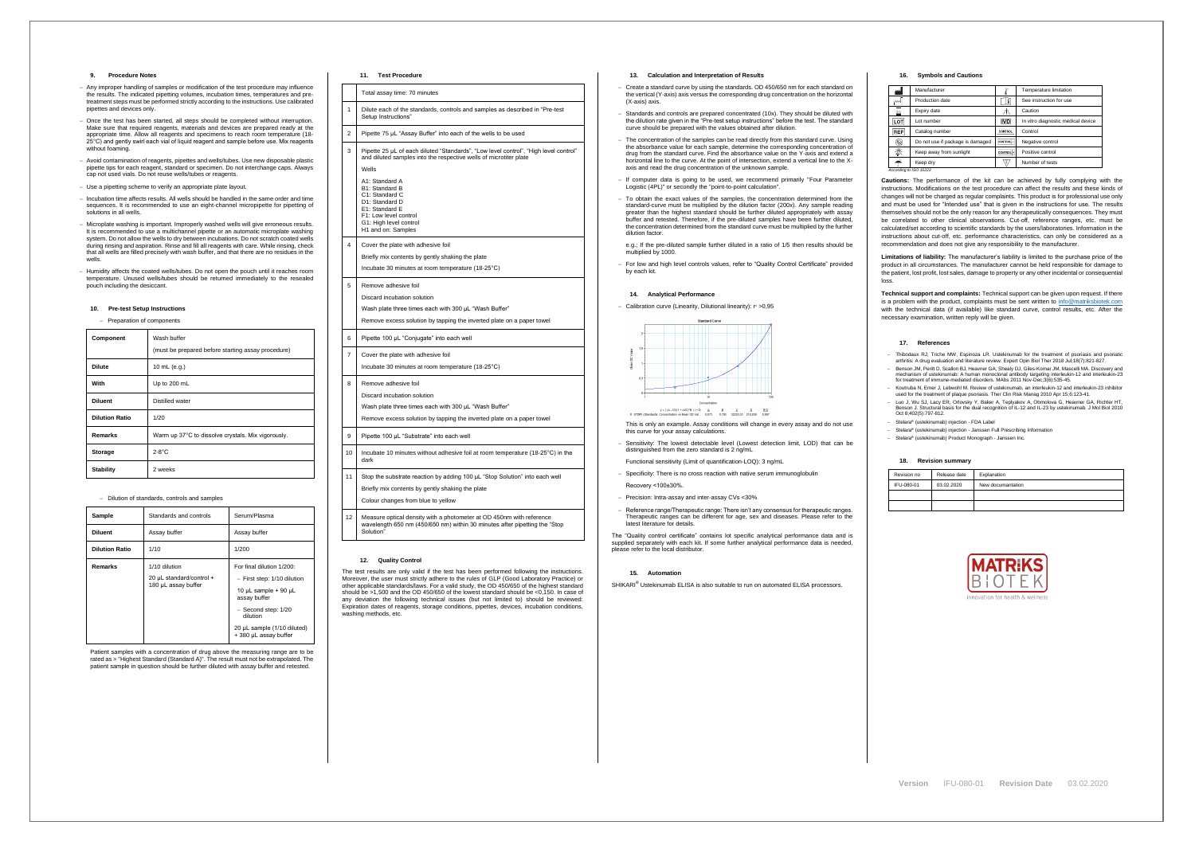## 9. Procedure Notes

- Any improper handling of samples or modification of the test procedure may influence the results. The indicated pipetting volumes, incubation times, temperatures and pre-treatment steps must be performed strictly according to the instructions. Use calibrated pipettes and devices only.
- Once the test has been started, all steps should be completed without interruption. Make sure that required reagents, materials and devices are prepared ready at the appropriate time. Allow all reagents and specimens to reach room temperature (18-25°C) and gently swirl each vial of liquid reagent and sample before use. Mix reagents without foaming.
- Avoid contamination of reagents, pipettes and wells/tubes. Use new disposable plastic pipette tips for each reagent, standard or specimen. Do not interchange caps. Always cap not used vials. Do not reuse wells/tubes or reagents.
- Use a pipetting scheme to verify an appropriate plate layout.
- Incubation time affects results. All wells should be handled in the same order and time sequences. It is recommended to use an eight-channel micropipette for pipetting of solutions in all wells.
- Microplate washing is important. Improperly washed wells will give erroneous results. It is recommended to use a multichannel pipette or an automatic microplate washing system. Do not allow the wells to dry between incubations. Do not scratch coated wells during rinsing and aspiration. Rinse and fill all reagents with care. While rinsing, check that all wells are filled precisely with wash buffer, and that there are no residues in the wells.
- Humidity affects the coated wells/tubes. Do not open the pouch until it reaches room temperature. Unused wells/tubes should be returned immediately to the resealed pouch including the desiccant.

## 10. Pre-test Setup Instructions

- Preparation of components

| Component | Wash buffer (must be prepared before starting assay procedure) |
|---|---|
| Dilute | 10 mL (e.g.) |
| With | Up to 200 mL |
| Diluent | Distilled water |
| Dilution Ratio | 1/20 |
| Remarks | Warm up 37°C to dissolve crystals. Mix vigorously. |
| Storage | 2-8°C |
| Stability | 2 weeks |

- Dilution of standards, controls and samples

| Sample | Standards and controls | Serum/Plasma |
|---|---|---|
| Diluent | Assay buffer | Assay buffer |
| Dilution Ratio | 1/10 | 1/200 |
| Remarks | 1/10 dilution<br>20 µL standard/control + 180 µL assay buffer | For final dilution 1/200:<br>– First step: 1/10 dilution<br>10 µL sample + 90 µL assay buffer<br>– Second step: 1/20 dilution<br>20 µL sample (1/10 diluted) + 380 µL assay buffer |

Patient samples with a concentration of drug above the measuring range are to be rated as > "Highest Standard (Standard A)". The result must not be extrapolated. The patient sample in question should be further diluted with assay buffer and retested.

## 11. Test Procedure

| | |
|---|---|
| | Total assay time: 70 minutes |
| 1 | Dilute each of the standards, controls and samples as described in "Pre-test Setup Instructions" |
| 2 | Pipette 75 µL "Assay Buffer" into each of the wells to be used |
| 3 | Pipette 25 µL of each diluted "Standards", "Low level control", "High level control" and diluted samples into the respective wells of microtiter plate<br>Wells<br>A1: Standard A<br>B1: Standard B<br>C1: Standard C<br>D1: Standard D<br>E1: Standard E<br>F1: Low level control<br>G1: High level control<br>H1 and on: Samples |
| 4 | Cover the plate with adhesive foil<br>Briefly mix contents by gently shaking the plate<br>Incubate 30 minutes at room temperature (18-25°C) |
| 5 | Remove adhesive foil<br>Discard incubation solution<br>Wash plate three times each with 300 µL "Wash Buffer"<br>Remove excess solution by tapping the inverted plate on a paper towel |
| 6 | Pipette 100 µL "Conjugate" into each well |
| 7 | Cover the plate with adhesive foil<br>Incubate 30 minutes at room temperature (18-25°C) |
| 8 | Remove adhesive foil<br>Discard incubation solution<br>Wash plate three times each with 300 µL "Wash Buffer"<br>Remove excess solution by tapping the inverted plate on a paper towel |
| 9 | Pipette 100 µL "Substrate" into each well |
| 10 | Incubate 10 minutes without adhesive foil at room temperature (18-25°C) in the dark |
| 11 | Stop the substrate reaction by adding 100 µL "Stop Solution" into each well<br>Briefly mix contents by gently shaking the plate<br>Colour changes from blue to yellow |
| 12 | Measure optical density with a photometer at OD 450nm with reference wavelength 650 nm (450/650 nm) within 30 minutes after pipetting the "Stop Solution" |

## 12. Quality Control

The test results are only valid if the test has been performed following the instructions. Moreover, the user must strictly adhere to the rules of GLP (Good Laboratory Practice) or other applicable standards/laws. For a valid study, the OD 450/650 of the highest standard should be >1,500 and the OD 450/650 of the lowest standard should be <0,150. In case of any deviation the following technical issues (but not limited to) should be reviewed: Expiration dates of reagents, storage conditions, pipettes, devices, incubation conditions, washing methods, etc.

## 13. Calculation and Interpretation of Results

- Create a standard curve by using the standards. OD 450/650 nm for each standard on the vertical (Y-axis) axis versus the corresponding drug concentration on the horizontal (X-axis) axis.
- Standards and controls are prepared concentrated (10x). They should be diluted with the dilution rate given in the "Pre-test setup instructions" before the test. The standard curve should be prepared with the values obtained after dilution.
- The concentration of the samples can be read directly from this standard curve. Using the absorbance value for each sample, determine the corresponding concentration of drug from the standard curve. Find the absorbance value on the Y-axis and extend a horizontal line to the curve. At the point of intersection, extend a vertical line to the X-axis and read the drug concentration of the unknown sample.
- If computer data is going to be used, we recommend primarily "Four Parameter Logistic (4PL)" or secondly the "point-to-point calculation".
- To obtain the exact values of the samples, the concentration determined from the standard-curve must be multiplied by the dilution factor (200x). Any sample reading greater than the highest standard should be further diluted appropriately with assay buffer and retested. Therefore, if the pre-diluted samples have been further diluted, the concentration determined from the standard curve must be multiplied by the further dilution factor.

e.g.; If the pre-diluted sample further diluted in a ratio of 1/5 then results should be multiplied by 1000.

- For low and high level controls values, refer to "Quality Control Certificate" provided by each kit.

## 14. Analytical Performance

- Calibration curve (Linearity, Dilutional linearity): $r^2$ >0,95

Standard Curve

Concentration

This is only an example. Assay conditions will change in every assay and do not use this curve for your assay calculations.

- Sensitivity: The lowest detectable level (Lowest detection limit, LOD) that can be distinguished from the zero standard is 2 ng/mL

Functional sensitivity (Limit of quantification-LOQ): 3 ng/mL

- Specificity: There is no cross reaction with native serum immunoglobulin

Recovery <100±30%.

- Precision: Intra-assay and inter-assay CVs <30%
- Reference range/Therapeutic range: There isn't any consensus for therapeutic ranges. Therapeutic ranges can be different for age, sex and diseases. Please refer to the latest literature for details.

The "Quality control certificate" contains lot specific analytical performance data and is supplied separately with each kit. If some further analytical performance data is needed, please refer to the local distributor.

## 15. Automation

SHIKARI® Ustekinumab ELISA is also suitable to run on automated ELISA processors.

## 16. Symbols and Cautions

| | | | |
|---|---|---|---|
| | Manufacturer | | Temperature limitation |
| | Production date | | See instruction for use |
| | Expiry date | | Caution |
| LOT | Lot number | IVD | In vitro diagnostic medical device |
| REF | Catalog number | CONTROL | Control |
| | Do not use if package is damaged | CONTROL - | Negative control |
| | Keep away from sunlight | CONTROL + | Positive control |
| | Keep dry | | Number of tests |

According to ISO 15223

**Cautions:** The performance of the kit can be achieved by fully complying with the instructions. Modifications on the test procedure can affect the results and these kinds of changes will not be charged as regular complaints. This product is for professional use only and must be used for "Intended use" that is given in the instructions for use. The results themselves should not be the only reason for any therapeutically consequences. They must be correlated to other clinical observations. Cut-off, reference ranges, etc. must be calculated/set according to scientific standards by the users/laboratories. Information in the instructions about cut-off, etc. performance characteristics, can only be considered as a recommendation and does not give any responsibility to the manufacturer.

**Limitations of liability:** The manufacturer's liability is limited to the purchase price of the product in all circumstances. The manufacturer cannot be held responsible for damage to the patient, lost profit, lost sales, damage to property or any other incidental or consequential loss.

**Technical support and complaints:** Technical support can be given upon request. If there is a problem with the product, complaints must be sent written to info@matriksbiotek.com with the technical data (if available) like standard curve, control results, etc. After the necessary examination, written reply will be given.

## 17. References

- Thibodaux RJ, Triche MW, Espinoza LR. Ustekinumab for the treatment of psoriasis and psoriatic arthritis: A drug evaluation and literature review. Expert Opin Biol Ther 2018 Jul;18(7):821-827.
- Benson JM, Peritt D, Scallon BJ, Heavner GA, Shealy DJ, Giles-Komar JM, Mascelli MA. Discovery and mechanism of ustekinumab: A human monoclonal antibody targeting interleukin-12 and interleukin-23 for treatment of immune-mediated disorders. MAbs 2011 Nov-Dec;3(6):535-45.
- Koutruba N, Emer J, Lebwohl M. Review of ustekinumab, an interleukin-12 and interleukin-23 inhibitor used for the treatment of plaque psoriasis. Ther Clin Risk Manag 2010 Apr 15;6:123-41.
- Luo J, Wu SJ, Lacy ER, Orlovsky Y, Baker A, Teplyakov A, Obmolova G, Heavner GA, Richter HT, Benson J. Structural basis for the dual recognition of IL-12 and IL-23 by ustekinumab. J Mol Biol 2010 Oct 8;402(5):797-812.
- Stelara® (ustekinumab) injection - FDA Label
- Stelara® (ustekinumab) injection - Janssen Full Prescribing Information
- Stelara® (ustekinumab) Product Monograph - Janssen Inc.

## 18. Revision summary

| Revision no | Release date | Explanation |
|---|---|---|
| IFU-080-01 | 03.02.2020 | New documantation |
| | | |
| | | |

MATRIKS BIOTEK

innovation for health & wellness

**Version** IFU-080-01 **Revision Date** 03.02.2020